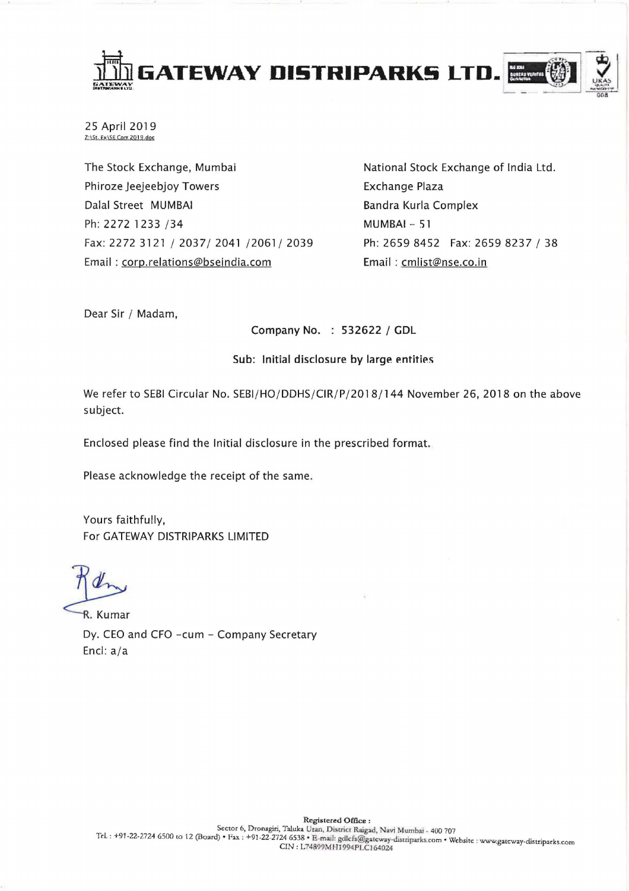# GATEWAY DISTRIPARKS LTD.

25 April 2019
Z:\St. Ex\SE Corr 2019.doc

The Stock Exchange, Mumbai
Phiroze Jeejeebjoy Towers
Dalal Street MUMBAI
Ph: 2272 1233 /34
Fax: 2272 3121 / 2037/ 2041 /2061/ 2039
Email : corp.relations@bseindia.com

National Stock Exchange of India Ltd.
Exchange Plaza
Bandra Kurla Complex
MUMBAI – 51
Ph: 2659 8452 Fax: 2659 8237 / 38
Email : cmlist@nse.co.in

Dear Sir / Madam,

Company No. : 532622 / GDL

**Sub: Initial disclosure by large entities**

We refer to SEBI Circular No. SEBI/HO/DDHS/CIR/P/2018/144 November 26, 2018 on the above subject.

Enclosed please find the Initial disclosure in the prescribed format.

Please acknowledge the receipt of the same.

Yours faithfully,
For GATEWAY DISTRIPARKS LIMITED

R. Kumar
Dy. CEO and CFO -cum - Company Secretary
Encl: a/a

**Registered Office :**
Sector 6, Dronagiri, Taluka Uran, District Raigad, Navi Mumbai - 400 707
Tel. : +91-22-2724 6500 to 12 (Board) • Fax : +91-22-2724 6538 • E-mail: gdlcfs@gateway-distriparks.com • Website : www.gateway-distriparks.com
CIN : L74899MH1994PLC164024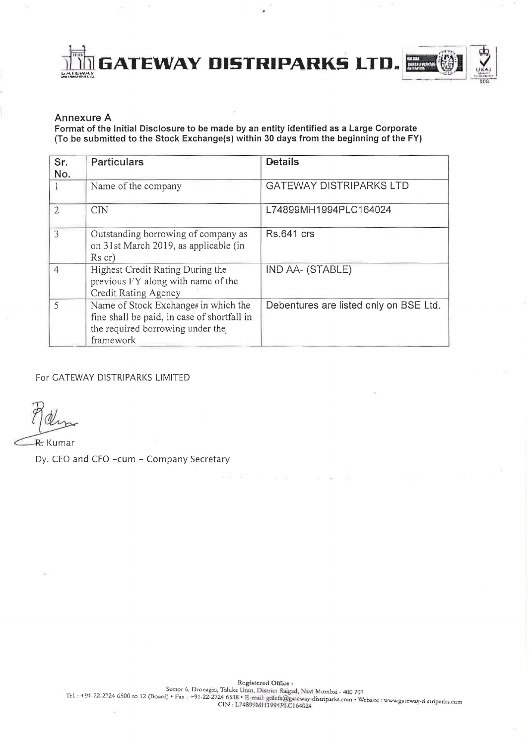# GATEWAY DISTRIPARKS LTD.

## Annexure A

**Format of the Initial Disclosure to be made by an entity identified as a Large Corporate**
**(To be submitted to the Stock Exchange(s) within 30 days from the beginning of the FY)**

| Sr. No. | Particulars | Details |
| --- | --- | --- |
| 1 | Name of the company | GATEWAY DISTRIPARKS LTD |
| 2 | CIN | L74899MH1994PLC164024 |
| 3 | Outstanding borrowing of company as on 31st March 2019, as applicable (in Rs cr) | Rs.641 crs |
| 4 | Highest Credit Rating During the previous FY along with name of the Credit Rating Agency | IND AA- (STABLE) |
| 5 | Name of Stock Exchange# in which the fine shall be paid, in case of shortfall in the required borrowing under the framework | Debentures are listed only on BSE Ltd. |

For GATEWAY DISTRIPARKS LIMITED

R. Kumar

Dy. CEO and CFO -cum - Company Secretary

Registered Office :
Sector 6, Dronagiri, Taluka Uran, District Raigad, Navi Mumbai - 400 707
Tel. : +91-22-2724 6500 to 12 (Board) • Fax : +91-22-2724 6538 • E-mail: gdlcfs@gateway-distriparks.com • Website : www.gateway-distriparks.com
CIN : L74899MH1994PLC164024